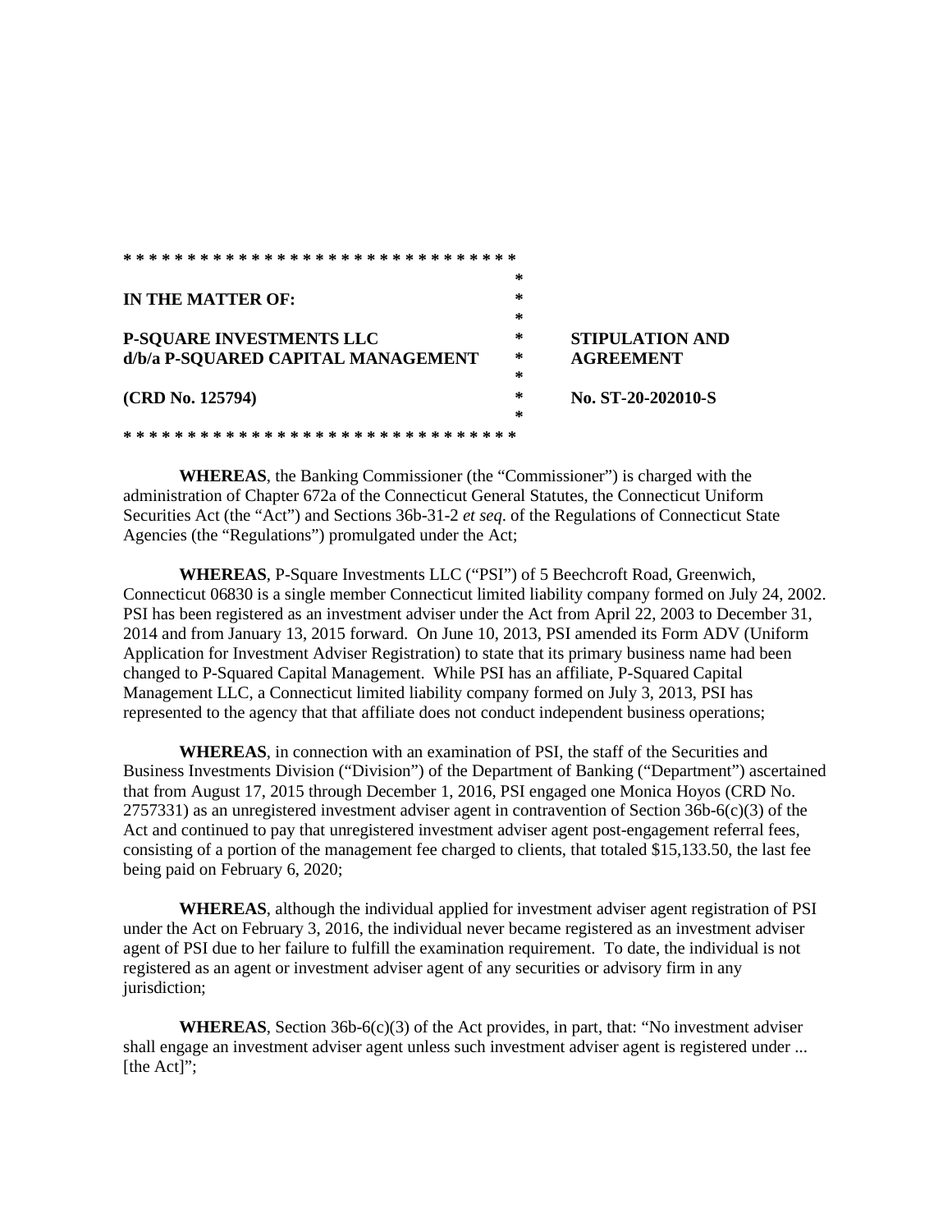**IN THE MATTER OF:**

**P-SQUARE INVESTMENTS LLC**
**d/b/a P-SQUARED CAPITAL MANAGEMENT**

**(CRD No. 125794)**

**STIPULATION AND AGREEMENT**

**No. ST-20-202010-S**

**WHEREAS**, the Banking Commissioner (the "Commissioner") is charged with the administration of Chapter 672a of the Connecticut General Statutes, the Connecticut Uniform Securities Act (the "Act") and Sections 36b-31-2 *et seq*. of the Regulations of Connecticut State Agencies (the "Regulations") promulgated under the Act;

**WHEREAS**, P-Square Investments LLC ("PSI") of 5 Beechcroft Road, Greenwich, Connecticut 06830 is a single member Connecticut limited liability company formed on July 24, 2002. PSI has been registered as an investment adviser under the Act from April 22, 2003 to December 31, 2014 and from January 13, 2015 forward. On June 10, 2013, PSI amended its Form ADV (Uniform Application for Investment Adviser Registration) to state that its primary business name had been changed to P-Squared Capital Management. While PSI has an affiliate, P-Squared Capital Management LLC, a Connecticut limited liability company formed on July 3, 2013, PSI has represented to the agency that that affiliate does not conduct independent business operations;

**WHEREAS**, in connection with an examination of PSI, the staff of the Securities and Business Investments Division ("Division") of the Department of Banking ("Department") ascertained that from August 17, 2015 through December 1, 2016, PSI engaged one Monica Hoyos (CRD No. 2757331) as an unregistered investment adviser agent in contravention of Section 36b-6(c)(3) of the Act and continued to pay that unregistered investment adviser agent post-engagement referral fees, consisting of a portion of the management fee charged to clients, that totaled $15,133.50, the last fee being paid on February 6, 2020;

**WHEREAS**, although the individual applied for investment adviser agent registration of PSI under the Act on February 3, 2016, the individual never became registered as an investment adviser agent of PSI due to her failure to fulfill the examination requirement. To date, the individual is not registered as an agent or investment adviser agent of any securities or advisory firm in any jurisdiction;

**WHEREAS**, Section 36b-6(c)(3) of the Act provides, in part, that: "No investment adviser shall engage an investment adviser agent unless such investment adviser agent is registered under ... [the Act]";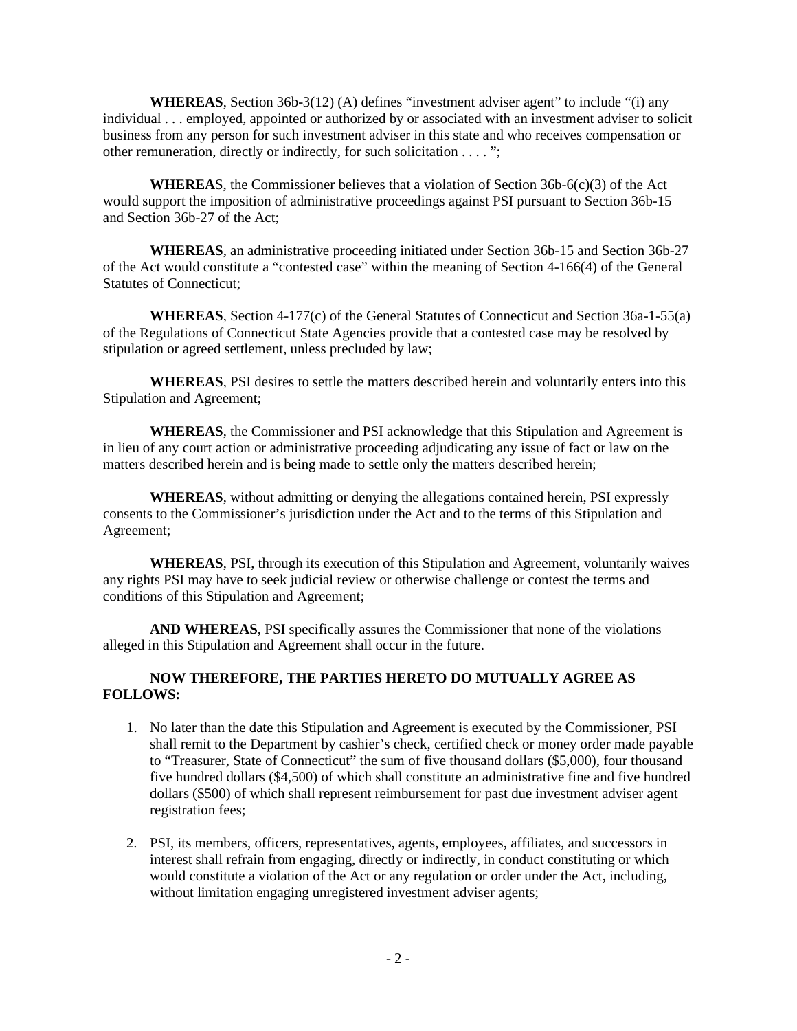**WHEREAS**, Section 36b-3(12) (A) defines "investment adviser agent" to include "(i) any individual . . . employed, appointed or authorized by or associated with an investment adviser to solicit business from any person for such investment adviser in this state and who receives compensation or other remuneration, directly or indirectly, for such solicitation . . . . ";

**WHEREAS**, the Commissioner believes that a violation of Section 36b-6(c)(3) of the Act would support the imposition of administrative proceedings against PSI pursuant to Section 36b-15 and Section 36b-27 of the Act;

**WHEREAS**, an administrative proceeding initiated under Section 36b-15 and Section 36b-27 of the Act would constitute a "contested case" within the meaning of Section 4-166(4) of the General Statutes of Connecticut;

**WHEREAS**, Section 4-177(c) of the General Statutes of Connecticut and Section 36a-1-55(a) of the Regulations of Connecticut State Agencies provide that a contested case may be resolved by stipulation or agreed settlement, unless precluded by law;

**WHEREAS**, PSI desires to settle the matters described herein and voluntarily enters into this Stipulation and Agreement;

**WHEREAS**, the Commissioner and PSI acknowledge that this Stipulation and Agreement is in lieu of any court action or administrative proceeding adjudicating any issue of fact or law on the matters described herein and is being made to settle only the matters described herein;

**WHEREAS**, without admitting or denying the allegations contained herein, PSI expressly consents to the Commissioner's jurisdiction under the Act and to the terms of this Stipulation and Agreement;

**WHEREAS**, PSI, through its execution of this Stipulation and Agreement, voluntarily waives any rights PSI may have to seek judicial review or otherwise challenge or contest the terms and conditions of this Stipulation and Agreement;

**AND WHEREAS**, PSI specifically assures the Commissioner that none of the violations alleged in this Stipulation and Agreement shall occur in the future.

**NOW THEREFORE, THE PARTIES HERETO DO MUTUALLY AGREE AS FOLLOWS:**

1. No later than the date this Stipulation and Agreement is executed by the Commissioner, PSI shall remit to the Department by cashier's check, certified check or money order made payable to "Treasurer, State of Connecticut" the sum of five thousand dollars ($5,000), four thousand five hundred dollars ($4,500) of which shall constitute an administrative fine and five hundred dollars ($500) of which shall represent reimbursement for past due investment adviser agent registration fees;

2. PSI, its members, officers, representatives, agents, employees, affiliates, and successors in interest shall refrain from engaging, directly or indirectly, in conduct constituting or which would constitute a violation of the Act or any regulation or order under the Act, including, without limitation engaging unregistered investment adviser agents;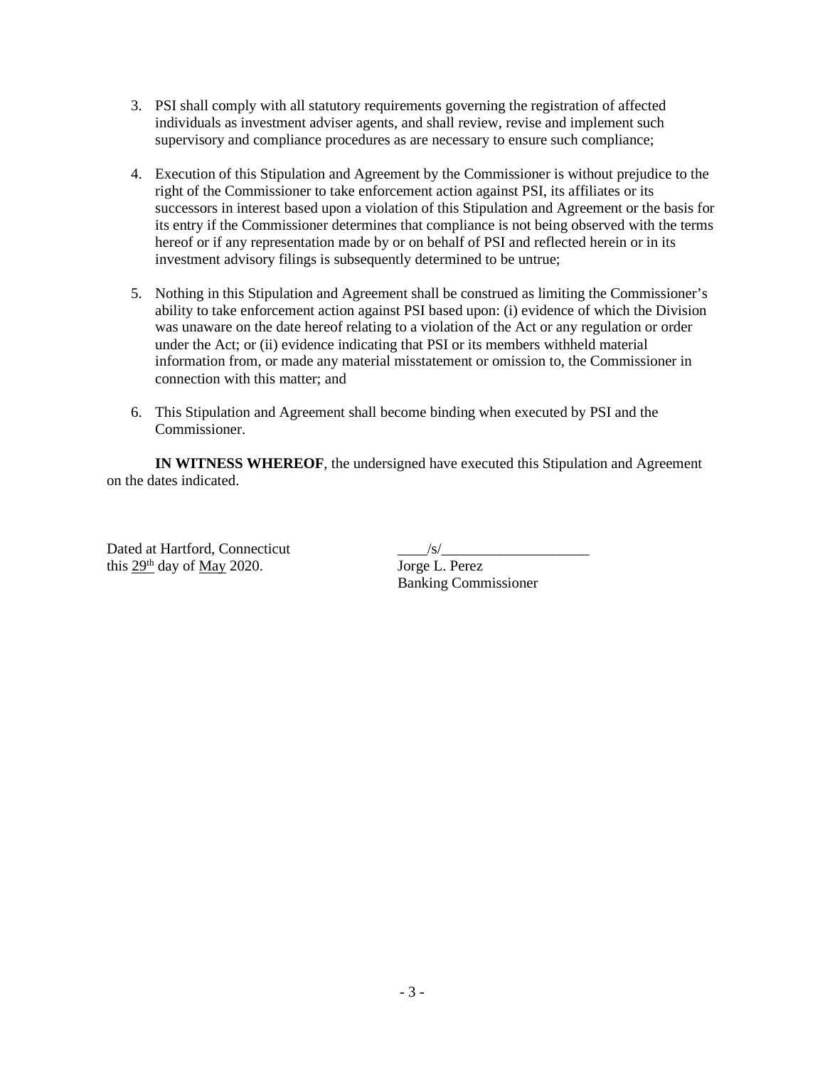3. PSI shall comply with all statutory requirements governing the registration of affected individuals as investment adviser agents, and shall review, revise and implement such supervisory and compliance procedures as are necessary to ensure such compliance;

4. Execution of this Stipulation and Agreement by the Commissioner is without prejudice to the right of the Commissioner to take enforcement action against PSI, its affiliates or its successors in interest based upon a violation of this Stipulation and Agreement or the basis for its entry if the Commissioner determines that compliance is not being observed with the terms hereof or if any representation made by or on behalf of PSI and reflected herein or in its investment advisory filings is subsequently determined to be untrue;

5. Nothing in this Stipulation and Agreement shall be construed as limiting the Commissioner's ability to take enforcement action against PSI based upon: (i) evidence of which the Division was unaware on the date hereof relating to a violation of the Act or any regulation or order under the Act; or (ii) evidence indicating that PSI or its members withheld material information from, or made any material misstatement or omission to, the Commissioner in connection with this matter; and

6. This Stipulation and Agreement shall become binding when executed by PSI and the Commissioner.

**IN WITNESS WHEREOF**, the undersigned have executed this Stipulation and Agreement on the dates indicated.

Dated at Hartford, Connecticut
this 29th day of May 2020.

____/s/____________________
Jorge L. Perez
Banking Commissioner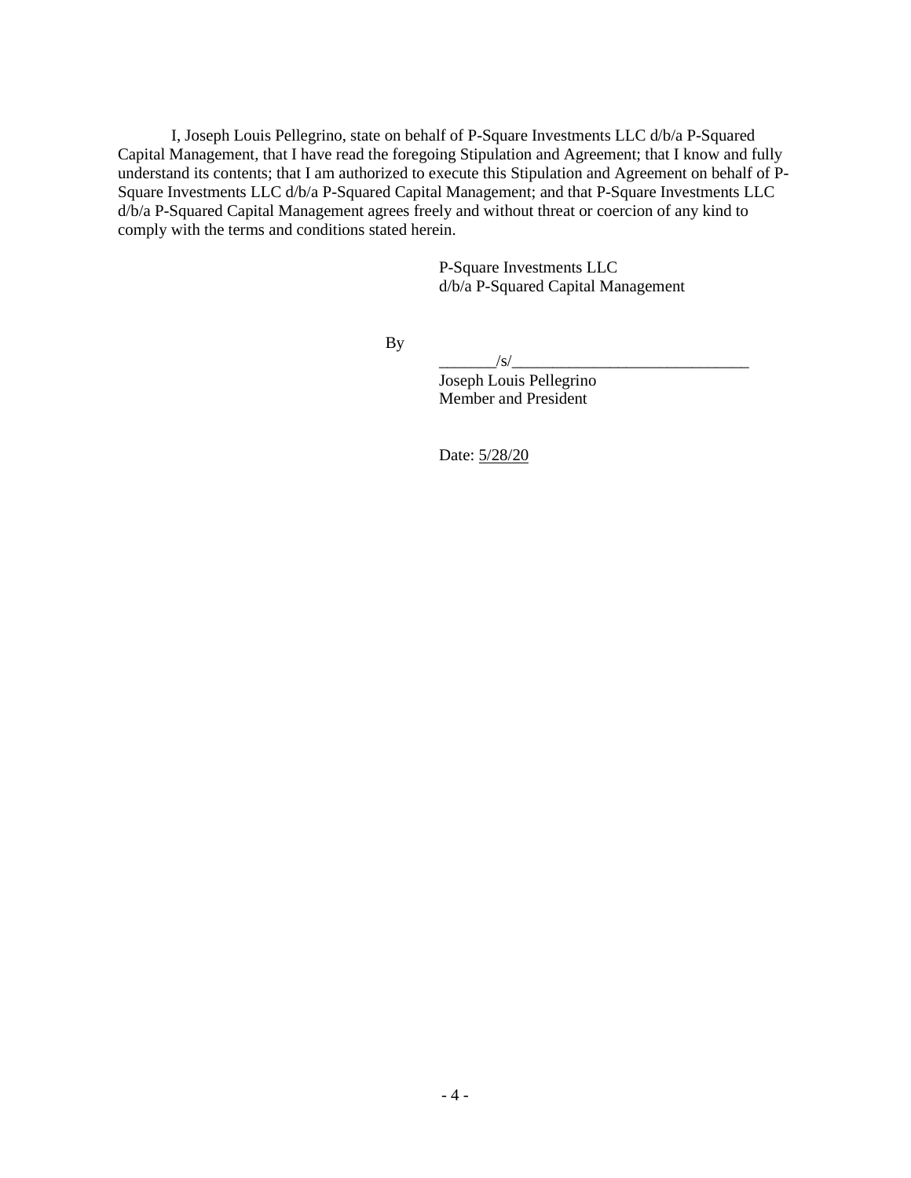I, Joseph Louis Pellegrino, state on behalf of P-Square Investments LLC d/b/a P-Squared Capital Management, that I have read the foregoing Stipulation and Agreement; that I know and fully understand its contents; that I am authorized to execute this Stipulation and Agreement on behalf of P-Square Investments LLC d/b/a P-Squared Capital Management; and that P-Square Investments LLC d/b/a P-Squared Capital Management agrees freely and without threat or coercion of any kind to comply with the terms and conditions stated herein.

P-Square Investments LLC
d/b/a P-Squared Capital Management

By

_______/s/_____________________________
Joseph Louis Pellegrino
Member and President

Date: 5/28/20